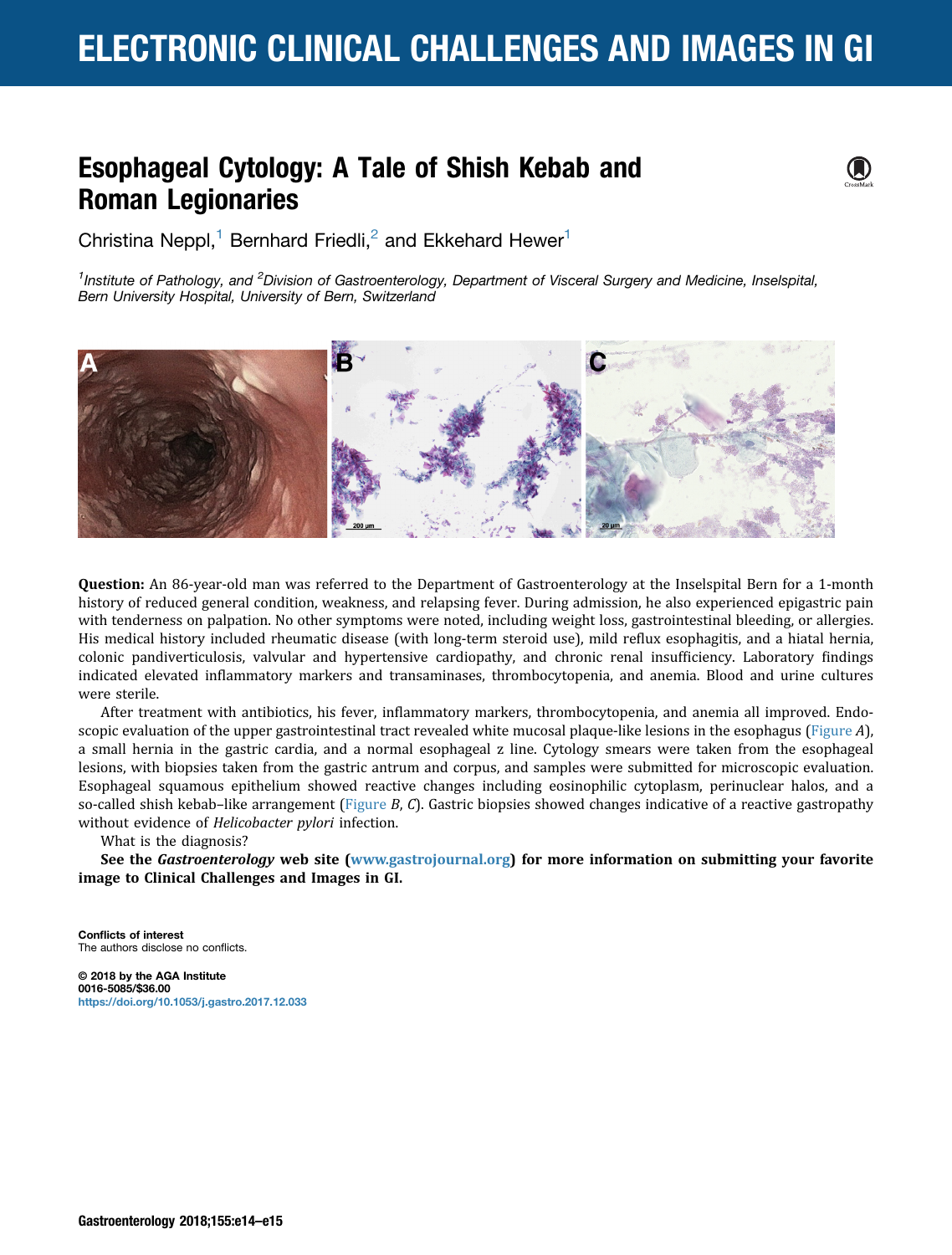# ELECTRONIC CLINICAL CHALLENGES AND IMAGES IN GI

## Esophageal Cytology: A Tale of Shish Kebab and Roman Legionaries

Christina Neppl,[1] Bernhard Friedli,[2] and Ekkehard Hewer[1]

[1]*Institute of Pathology, and* [2]*Division of Gastroenterology, Department of Visceral Surgery and Medicine, Inselspital, Bern University Hospital, University of Bern, Switzerland*

**Question:** An 86-year-old man was referred to the Department of Gastroenterology at the Inselspital Bern for a 1-month history of reduced general condition, weakness, and relapsing fever. During admission, he also experienced epigastric pain with tenderness on palpation. No other symptoms were noted, including weight loss, gastrointestinal bleeding, or allergies. His medical history included rheumatic disease (with long-term steroid use), mild reflux esophagitis, and a hiatal hernia, colonic pandiverticulosis, valvular and hypertensive cardiopathy, and chronic renal insufficiency. Laboratory findings indicated elevated inflammatory markers and transaminases, thrombocytopenia, and anemia. Blood and urine cultures were sterile.

After treatment with antibiotics, his fever, inflammatory markers, thrombocytopenia, and anemia all improved. Endoscopic evaluation of the upper gastrointestinal tract revealed white mucosal plaque-like lesions in the esophagus (Figure *A*), a small hernia in the gastric cardia, and a normal esophageal z line. Cytology smears were taken from the esophageal lesions, with biopsies taken from the gastric antrum and corpus, and samples were submitted for microscopic evaluation. Esophageal squamous epithelium showed reactive changes including eosinophilic cytoplasm, perinuclear halos, and a so-called shish kebab–like arrangement (Figure *B*, *C*). Gastric biopsies showed changes indicative of a reactive gastropathy without evidence of *Helicobacter pylori* infection.

What is the diagnosis?

**See the *Gastroenterology* web site (www.gastrojournal.org) for more information on submitting your favorite image to Clinical Challenges and Images in GI.**

**Conflicts of interest**
The authors disclose no conflicts.

**© 2018 by the AGA Institute**
**0016-5085/$36.00**
https://doi.org/10.1053/j.gastro.2017.12.033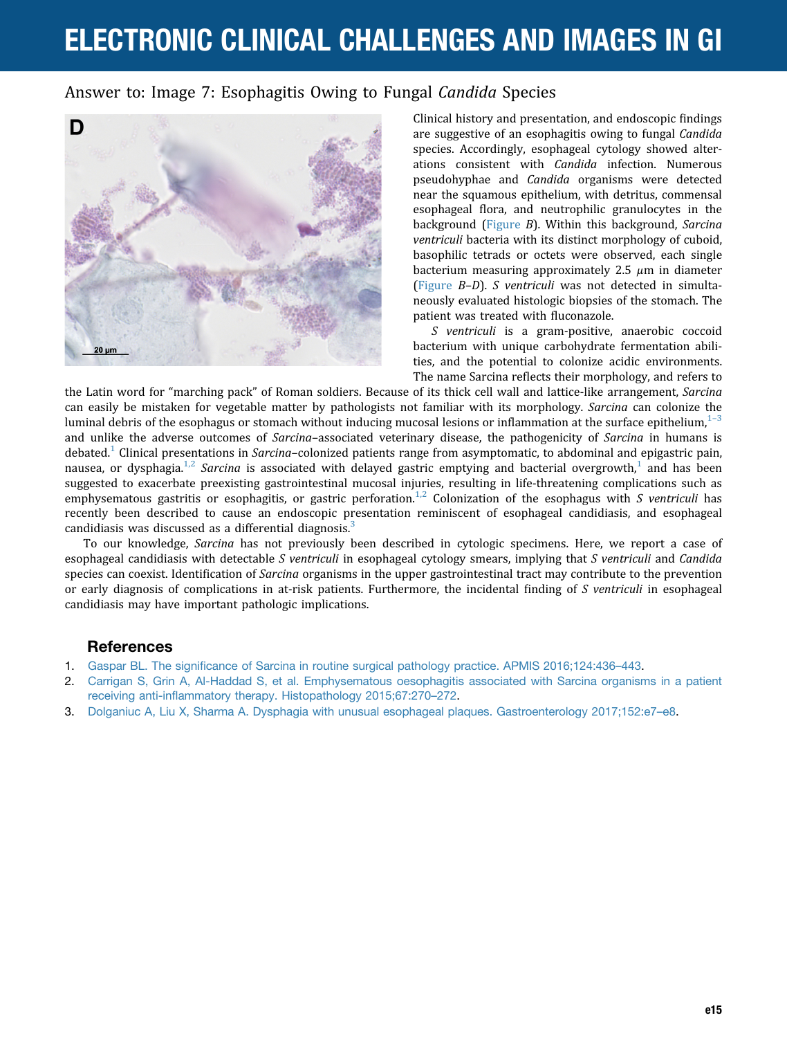# ELECTRONIC CLINICAL CHALLENGES AND IMAGES IN GI

## Answer to: Image 7: Esophagitis Owing to Fungal *Candida* Species

Clinical history and presentation, and endoscopic findings are suggestive of an esophagitis owing to fungal *Candida* species. Accordingly, esophageal cytology showed alterations consistent with *Candida* infection. Numerous pseudohyphae and *Candida* organisms were detected near the squamous epithelium, with detritus, commensal esophageal flora, and neutrophilic granulocytes in the background (Figure *B*). Within this background, *Sarcina ventriculi* bacteria with its distinct morphology of cuboid, basophilic tetrads or octets were observed, each single bacterium measuring approximately 2.5 $\mu$m in diameter (Figure *B*–*D*). *S ventriculi* was not detected in simultaneously evaluated histologic biopsies of the stomach. The patient was treated with fluconazole.

*S ventriculi* is a gram-positive, anaerobic coccoid bacterium with unique carbohydrate fermentation abilities, and the potential to colonize acidic environments. The name Sarcina reflects their morphology, and refers to the Latin word for "marching pack" of Roman soldiers. Because of its thick cell wall and lattice-like arrangement, *Sarcina* can easily be mistaken for vegetable matter by pathologists not familiar with its morphology. *Sarcina* can colonize the luminal debris of the esophagus or stomach without inducing mucosal lesions or inflammation at the surface epithelium,[1–3] and unlike the adverse outcomes of *Sarcina*–associated veterinary disease, the pathogenicity of *Sarcina* in humans is debated.[1] Clinical presentations in *Sarcina*–colonized patients range from asymptomatic, to abdominal and epigastric pain, nausea, or dysphagia.[1,2] *Sarcina* is associated with delayed gastric emptying and bacterial overgrowth,[1] and has been suggested to exacerbate preexisting gastrointestinal mucosal injuries, resulting in life-threatening complications such as emphysematous gastritis or esophagitis, or gastric perforation.[1,2] Colonization of the esophagus with *S ventriculi* has recently been described to cause an endoscopic presentation reminiscent of esophageal candidiasis, and esophageal candidiasis was discussed as a differential diagnosis.[3]

To our knowledge, *Sarcina* has not previously been described in cytologic specimens. Here, we report a case of esophageal candidiasis with detectable *S ventriculi* in esophageal cytology smears, implying that *S ventriculi* and *Candida* species can coexist. Identification of *Sarcina* organisms in the upper gastrointestinal tract may contribute to the prevention or early diagnosis of complications in at-risk patients. Furthermore, the incidental finding of *S ventriculi* in esophageal candidiasis may have important pathologic implications.

### References

1. Gaspar BL. The significance of Sarcina in routine surgical pathology practice. APMIS 2016;124:436–443.
2. Carrigan S, Grin A, Al-Haddad S, et al. Emphysematous oesophagitis associated with Sarcina organisms in a patient receiving anti-inflammatory therapy. Histopathology 2015;67:270–272.
3. Dolganiuc A, Liu X, Sharma A. Dysphagia with unusual esophageal plaques. Gastroenterology 2017;152:e7–e8.